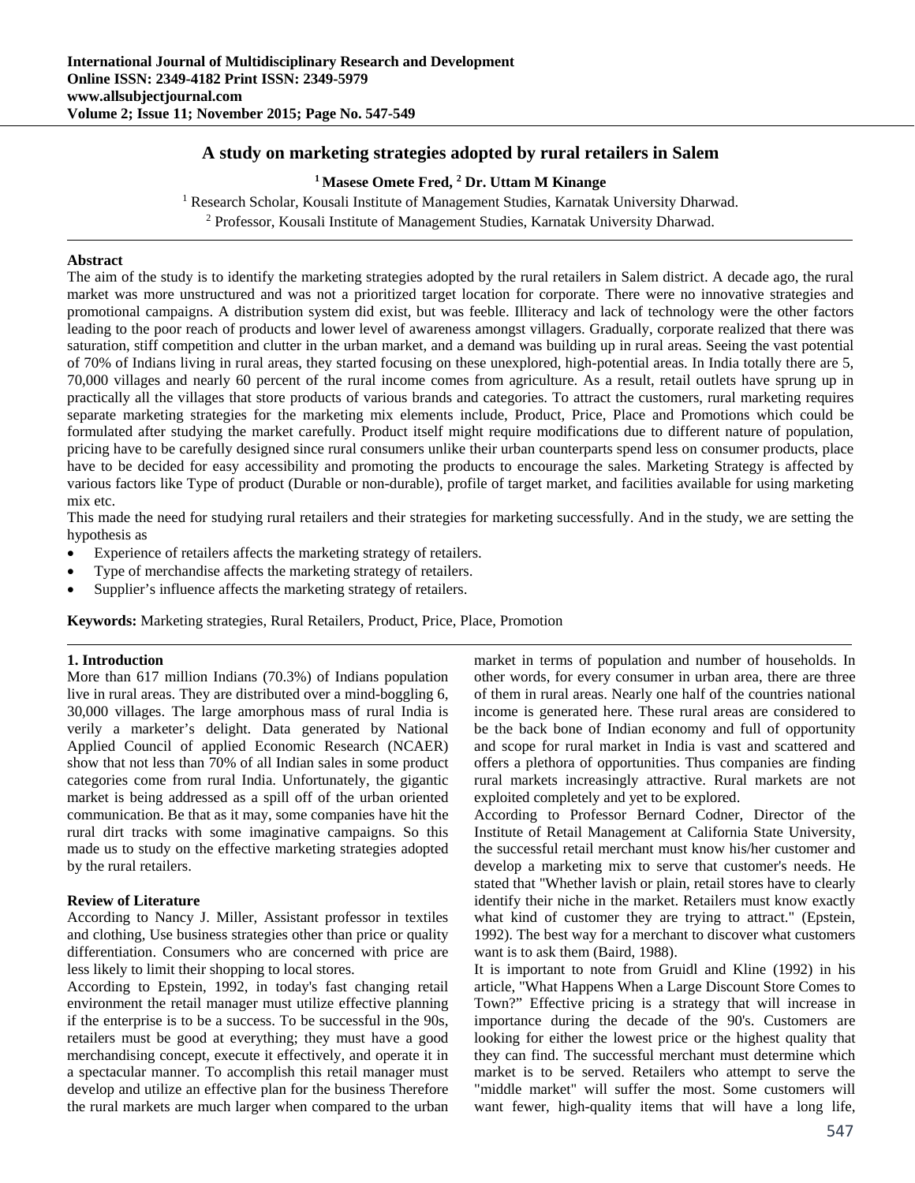# A study on marketing strategies adopted by rural retailers in Salem

**[1] Masese Omete Fred, [2] Dr. Uttam M Kinange**

[1] Research Scholar, Kousali Institute of Management Studies, Karnatak University Dharwad.
[2] Professor, Kousali Institute of Management Studies, Karnatak University Dharwad.

---

**Abstract**

The aim of the study is to identify the marketing strategies adopted by the rural retailers in Salem district. A decade ago, the rural market was more unstructured and was not a prioritized target location for corporate. There were no innovative strategies and promotional campaigns. A distribution system did exist, but was feeble. Illiteracy and lack of technology were the other factors leading to the poor reach of products and lower level of awareness amongst villagers. Gradually, corporate realized that there was saturation, stiff competition and clutter in the urban market, and a demand was building up in rural areas. Seeing the vast potential of 70% of Indians living in rural areas, they started focusing on these unexplored, high-potential areas. In India totally there are 5, 70,000 villages and nearly 60 percent of the rural income comes from agriculture. As a result, retail outlets have sprung up in practically all the villages that store products of various brands and categories. To attract the customers, rural marketing requires separate marketing strategies for the marketing mix elements include, Product, Price, Place and Promotions which could be formulated after studying the market carefully. Product itself might require modifications due to different nature of population, pricing have to be carefully designed since rural consumers unlike their urban counterparts spend less on consumer products, place have to be decided for easy accessibility and promoting the products to encourage the sales. Marketing Strategy is affected by various factors like Type of product (Durable or non-durable), profile of target market, and facilities available for using marketing mix etc.

This made the need for studying rural retailers and their strategies for marketing successfully. And in the study, we are setting the hypothesis as

- Experience of retailers affects the marketing strategy of retailers.
- Type of merchandise affects the marketing strategy of retailers.
- Supplier's influence affects the marketing strategy of retailers.

**Keywords:** Marketing strategies, Rural Retailers, Product, Price, Place, Promotion

---

## 1. Introduction

More than 617 million Indians (70.3%) of Indians population live in rural areas. They are distributed over a mind-boggling 6, 30,000 villages. The large amorphous mass of rural India is verily a marketer's delight. Data generated by National Applied Council of applied Economic Research (NCAER) show that not less than 70% of all Indian sales in some product categories come from rural India. Unfortunately, the gigantic market is being addressed as a spill off of the urban oriented communication. Be that as it may, some companies have hit the rural dirt tracks with some imaginative campaigns. So this made us to study on the effective marketing strategies adopted by the rural retailers.

## Review of Literature

According to Nancy J. Miller, Assistant professor in textiles and clothing, Use business strategies other than price or quality differentiation. Consumers who are concerned with price are less likely to limit their shopping to local stores.

According to Epstein, 1992, in today's fast changing retail environment the retail manager must utilize effective planning if the enterprise is to be a success. To be successful in the 90s, retailers must be good at everything; they must have a good merchandising concept, execute it effectively, and operate it in a spectacular manner. To accomplish this retail manager must develop and utilize an effective plan for the business Therefore the rural markets are much larger when compared to the urban market in terms of population and number of households. In other words, for every consumer in urban area, there are three of them in rural areas. Nearly one half of the countries national income is generated here. These rural areas are considered to be the back bone of Indian economy and full of opportunity and scope for rural market in India is vast and scattered and offers a plethora of opportunities. Thus companies are finding rural markets increasingly attractive. Rural markets are not exploited completely and yet to be explored.

According to Professor Bernard Codner, Director of the Institute of Retail Management at California State University, the successful retail merchant must know his/her customer and develop a marketing mix to serve that customer's needs. He stated that "Whether lavish or plain, retail stores have to clearly identify their niche in the market. Retailers must know exactly what kind of customer they are trying to attract." (Epstein, 1992). The best way for a merchant to discover what customers want is to ask them (Baird, 1988).

It is important to note from Gruidl and Kline (1992) in his article, "What Happens When a Large Discount Store Comes to Town?" Effective pricing is a strategy that will increase in importance during the decade of the 90's. Customers are looking for either the lowest price or the highest quality that they can find. The successful merchant must determine which market is to be served. Retailers who attempt to serve the "middle market" will suffer the most. Some customers will want fewer, high-quality items that will have a long life,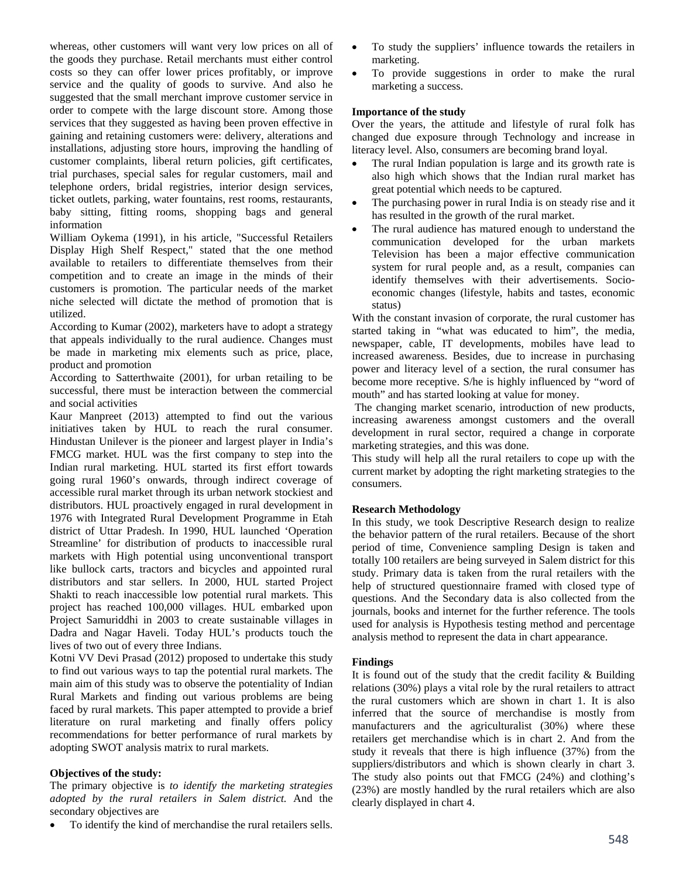whereas, other customers will want very low prices on all of the goods they purchase. Retail merchants must either control costs so they can offer lower prices profitably, or improve service and the quality of goods to survive. And also he suggested that the small merchant improve customer service in order to compete with the large discount store. Among those services that they suggested as having been proven effective in gaining and retaining customers were: delivery, alterations and installations, adjusting store hours, improving the handling of customer complaints, liberal return policies, gift certificates, trial purchases, special sales for regular customers, mail and telephone orders, bridal registries, interior design services, ticket outlets, parking, water fountains, rest rooms, restaurants, baby sitting, fitting rooms, shopping bags and general information

William Oykema (1991), in his article, "Successful Retailers Display High Shelf Respect," stated that the one method available to retailers to differentiate themselves from their competition and to create an image in the minds of their customers is promotion. The particular needs of the market niche selected will dictate the method of promotion that is utilized.

According to Kumar (2002), marketers have to adopt a strategy that appeals individually to the rural audience. Changes must be made in marketing mix elements such as price, place, product and promotion

According to Satterthwaite (2001), for urban retailing to be successful, there must be interaction between the commercial and social activities

Kaur Manpreet (2013) attempted to find out the various initiatives taken by HUL to reach the rural consumer. Hindustan Unilever is the pioneer and largest player in India's FMCG market. HUL was the first company to step into the Indian rural marketing. HUL started its first effort towards going rural 1960's onwards, through indirect coverage of accessible rural market through its urban network stockiest and distributors. HUL proactively engaged in rural development in 1976 with Integrated Rural Development Programme in Etah district of Uttar Pradesh. In 1990, HUL launched 'Operation Streamline' for distribution of products to inaccessible rural markets with High potential using unconventional transport like bullock carts, tractors and bicycles and appointed rural distributors and star sellers. In 2000, HUL started Project Shakti to reach inaccessible low potential rural markets. This project has reached 100,000 villages. HUL embarked upon Project Samuriddhi in 2003 to create sustainable villages in Dadra and Nagar Haveli. Today HUL's products touch the lives of two out of every three Indians.

Kotni VV Devi Prasad (2012) proposed to undertake this study to find out various ways to tap the potential rural markets. The main aim of this study was to observe the potentiality of Indian Rural Markets and finding out various problems are being faced by rural markets. This paper attempted to provide a brief literature on rural marketing and finally offers policy recommendations for better performance of rural markets by adopting SWOT analysis matrix to rural markets.

**Objectives of the study:**

The primary objective is *to identify the marketing strategies adopted by the rural retailers in Salem district.* And the secondary objectives are

- To identify the kind of merchandise the rural retailers sells.
- To study the suppliers' influence towards the retailers in marketing.
- To provide suggestions in order to make the rural marketing a success.

**Importance of the study**

Over the years, the attitude and lifestyle of rural folk has changed due exposure through Technology and increase in literacy level. Also, consumers are becoming brand loyal.

- The rural Indian population is large and its growth rate is also high which shows that the Indian rural market has great potential which needs to be captured.
- The purchasing power in rural India is on steady rise and it has resulted in the growth of the rural market.
- The rural audience has matured enough to understand the communication developed for the urban markets Television has been a major effective communication system for rural people and, as a result, companies can identify themselves with their advertisements. Socio-economic changes (lifestyle, habits and tastes, economic status)

With the constant invasion of corporate, the rural customer has started taking in "what was educated to him", the media, newspaper, cable, IT developments, mobiles have lead to increased awareness. Besides, due to increase in purchasing power and literacy level of a section, the rural consumer has become more receptive. S/he is highly influenced by "word of mouth" and has started looking at value for money.

The changing market scenario, introduction of new products, increasing awareness amongst customers and the overall development in rural sector, required a change in corporate marketing strategies, and this was done.

This study will help all the rural retailers to cope up with the current market by adopting the right marketing strategies to the consumers.

**Research Methodology**

In this study, we took Descriptive Research design to realize the behavior pattern of the rural retailers. Because of the short period of time, Convenience sampling Design is taken and totally 100 retailers are being surveyed in Salem district for this study. Primary data is taken from the rural retailers with the help of structured questionnaire framed with closed type of questions. And the Secondary data is also collected from the journals, books and internet for the further reference. The tools used for analysis is Hypothesis testing method and percentage analysis method to represent the data in chart appearance.

**Findings**

It is found out of the study that the credit facility & Building relations (30%) plays a vital role by the rural retailers to attract the rural customers which are shown in chart 1. It is also inferred that the source of merchandise is mostly from manufacturers and the agriculturalist (30%) where these retailers get merchandise which is in chart 2. And from the study it reveals that there is high influence (37%) from the suppliers/distributors and which is shown clearly in chart 3. The study also points out that FMCG (24%) and clothing's (23%) are mostly handled by the rural retailers which are also clearly displayed in chart 4.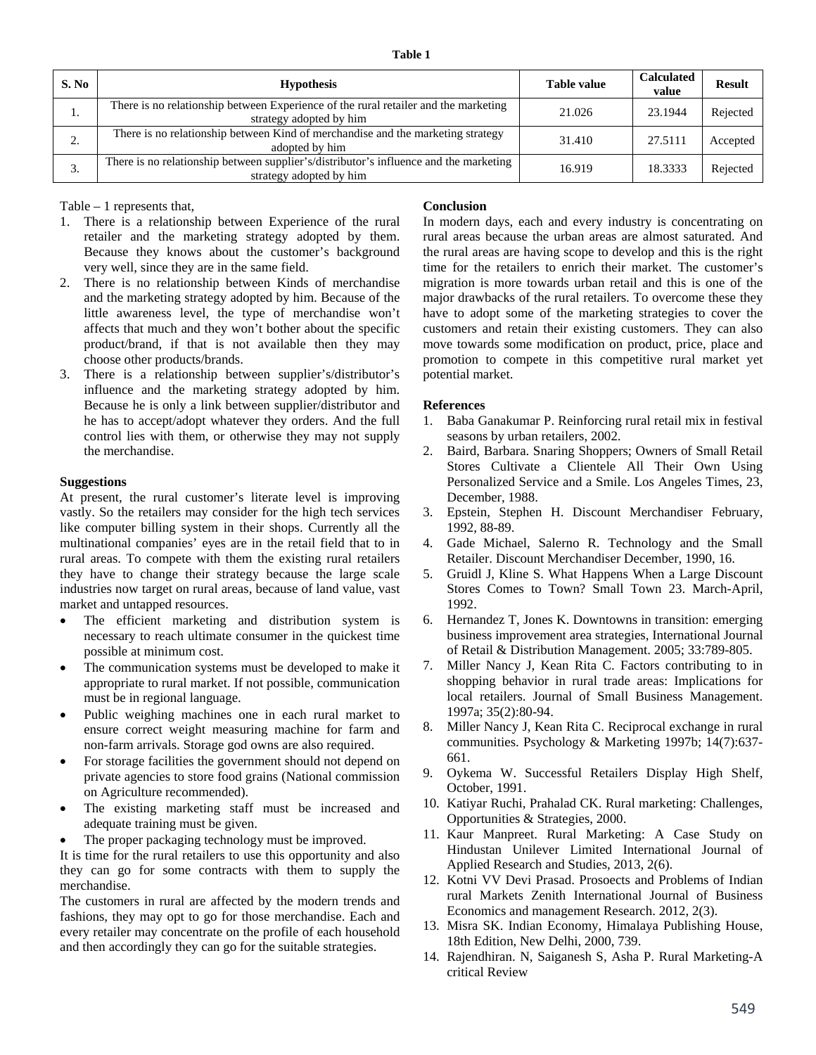**Table 1**

| S. No | Hypothesis | Table value | Calculated value | Result |
|---|---|---|---|---|
| 1. | There is no relationship between Experience of the rural retailer and the marketing strategy adopted by him | 21.026 | 23.1944 | Rejected |
| 2. | There is no relationship between Kind of merchandise and the marketing strategy adopted by him | 31.410 | 27.5111 | Accepted |
| 3. | There is no relationship between supplier's/distributor's influence and the marketing strategy adopted by him | 16.919 | 18.3333 | Rejected |

Table – 1 represents that,

1. There is a relationship between Experience of the rural retailer and the marketing strategy adopted by them. Because they knows about the customer's background very well, since they are in the same field.
2. There is no relationship between Kinds of merchandise and the marketing strategy adopted by him. Because of the little awareness level, the type of merchandise won't affects that much and they won't bother about the specific product/brand, if that is not available then they may choose other products/brands.
3. There is a relationship between supplier's/distributor's influence and the marketing strategy adopted by him. Because he is only a link between supplier/distributor and he has to accept/adopt whatever they orders. And the full control lies with them, or otherwise they may not supply the merchandise.

**Suggestions**

At present, the rural customer's literate level is improving vastly. So the retailers may consider for the high tech services like computer billing system in their shops. Currently all the multinational companies' eyes are in the retail field that to in rural areas. To compete with them the existing rural retailers they have to change their strategy because the large scale industries now target on rural areas, because of land value, vast market and untapped resources.

- The efficient marketing and distribution system is necessary to reach ultimate consumer in the quickest time possible at minimum cost.
- The communication systems must be developed to make it appropriate to rural market. If not possible, communication must be in regional language.
- Public weighing machines one in each rural market to ensure correct weight measuring machine for farm and non-farm arrivals. Storage god owns are also required.
- For storage facilities the government should not depend on private agencies to store food grains (National commission on Agriculture recommended).
- The existing marketing staff must be increased and adequate training must be given.
- The proper packaging technology must be improved.

It is time for the rural retailers to use this opportunity and also they can go for some contracts with them to supply the merchandise.

The customers in rural are affected by the modern trends and fashions, they may opt to go for those merchandise. Each and every retailer may concentrate on the profile of each household and then accordingly they can go for the suitable strategies.

**Conclusion**

In modern days, each and every industry is concentrating on rural areas because the urban areas are almost saturated. And the rural areas are having scope to develop and this is the right time for the retailers to enrich their market. The customer's migration is more towards urban retail and this is one of the major drawbacks of the rural retailers. To overcome these they have to adopt some of the marketing strategies to cover the customers and retain their existing customers. They can also move towards some modification on product, price, place and promotion to compete in this competitive rural market yet potential market.

**References**

1. Baba Ganakumar P. Reinforcing rural retail mix in festival seasons by urban retailers, 2002.
2. Baird, Barbara. Snaring Shoppers; Owners of Small Retail Stores Cultivate a Clientele All Their Own Using Personalized Service and a Smile. Los Angeles Times, 23, December, 1988.
3. Epstein, Stephen H. Discount Merchandiser February, 1992, 88-89.
4. Gade Michael, Salerno R. Technology and the Small Retailer. Discount Merchandiser December, 1990, 16.
5. Gruidl J, Kline S. What Happens When a Large Discount Stores Comes to Town? Small Town 23. March-April, 1992.
6. Hernandez T, Jones K. Downtowns in transition: emerging business improvement area strategies, International Journal of Retail & Distribution Management. 2005; 33:789-805.
7. Miller Nancy J, Kean Rita C. Factors contributing to in shopping behavior in rural trade areas: Implications for local retailers. Journal of Small Business Management. 1997a; 35(2):80-94.
8. Miller Nancy J, Kean Rita C. Reciprocal exchange in rural communities. Psychology & Marketing 1997b; 14(7):637-661.
9. Oykema W. Successful Retailers Display High Shelf, October, 1991.
10. Katiyar Ruchi, Prahalad CK. Rural marketing: Challenges, Opportunities & Strategies, 2000.
11. Kaur Manpreet. Rural Marketing: A Case Study on Hindustan Unilever Limited International Journal of Applied Research and Studies, 2013, 2(6).
12. Kotni VV Devi Prasad. Prosoects and Problems of Indian rural Markets Zenith International Journal of Business Economics and management Research. 2012, 2(3).
13. Misra SK. Indian Economy, Himalaya Publishing House, 18th Edition, New Delhi, 2000, 739.
14. Rajendhiran. N, Saiganesh S, Asha P. Rural Marketing-A critical Review